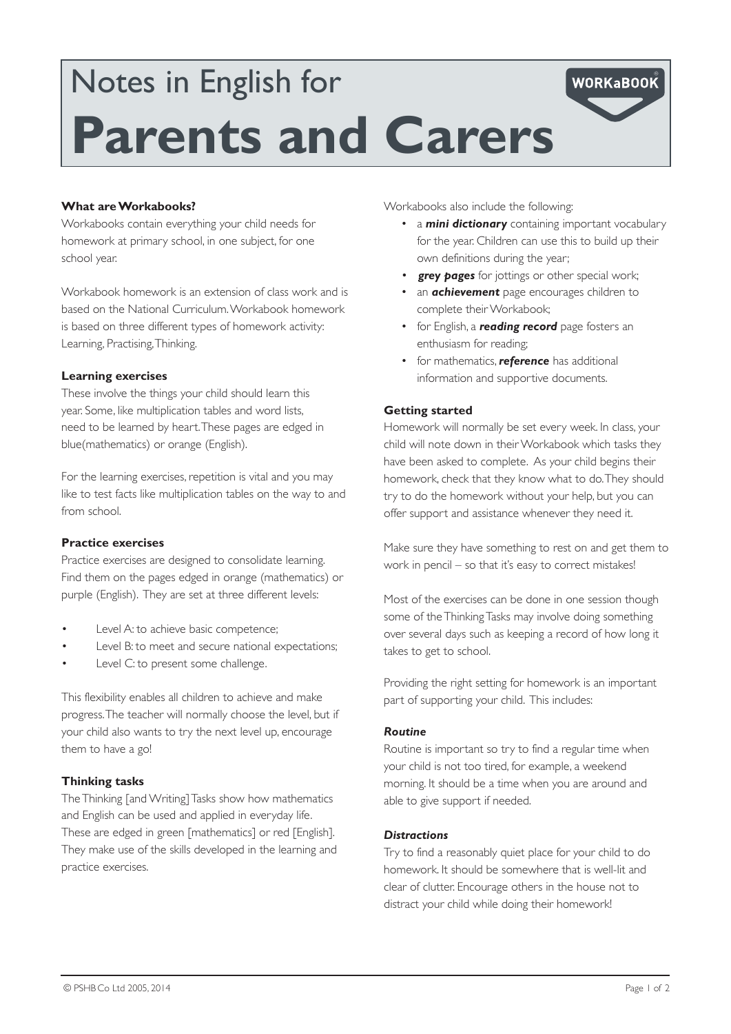# Notes in English for
# Parents and Carers

WORKaBOOK

### What are Workabooks?

Workabooks contain everything your child needs for homework at primary school, in one subject, for one school year.

Workabook homework is an extension of class work and is based on the National Curriculum. Workabook homework is based on three different types of homework activity: Learning, Practising, Thinking.

### Learning exercises

These involve the things your child should learn this year. Some, like multiplication tables and word lists, need to be learned by heart. These pages are edged in blue(mathematics) or orange (English).

For the learning exercises, repetition is vital and you may like to test facts like multiplication tables on the way to and from school.

### Practice exercises

Practice exercises are designed to consolidate learning. Find them on the pages edged in orange (mathematics) or purple (English). They are set at three different levels:

- Level A: to achieve basic competence;
- Level B: to meet and secure national expectations;
- Level C: to present some challenge.

This flexibility enables all children to achieve and make progress. The teacher will normally choose the level, but if your child also wants to try the next level up, encourage them to have a go!

### Thinking tasks

The Thinking [and Writing] Tasks show how mathematics and English can be used and applied in everyday life. These are edged in green [mathematics] or red [English]. They make use of the skills developed in the learning and practice exercises.

Workabooks also include the following:

- a ***mini dictionary*** containing important vocabulary for the year. Children can use this to build up their own definitions during the year;
- ***grey pages*** for jottings or other special work;
- an ***achievement*** page encourages children to complete their Workabook;
- for English, a ***reading record*** page fosters an enthusiasm for reading;
- for mathematics, ***reference*** has additional information and supportive documents.

### Getting started

Homework will normally be set every week. In class, your child will note down in their Workabook which tasks they have been asked to complete. As your child begins their homework, check that they know what to do. They should try to do the homework without your help, but you can offer support and assistance whenever they need it.

Make sure they have something to rest on and get them to work in pencil – so that it's easy to correct mistakes!

Most of the exercises can be done in one session though some of the Thinking Tasks may involve doing something over several days such as keeping a record of how long it takes to get to school.

Providing the right setting for homework is an important part of supporting your child. This includes:

#### *Routine*

Routine is important so try to find a regular time when your child is not too tired, for example, a weekend morning. It should be a time when you are around and able to give support if needed.

#### *Distractions*

Try to find a reasonably quiet place for your child to do homework. It should be somewhere that is well-lit and clear of clutter. Encourage others in the house not to distract your child while doing their homework!

© PSHB Co Ltd 2005, 2014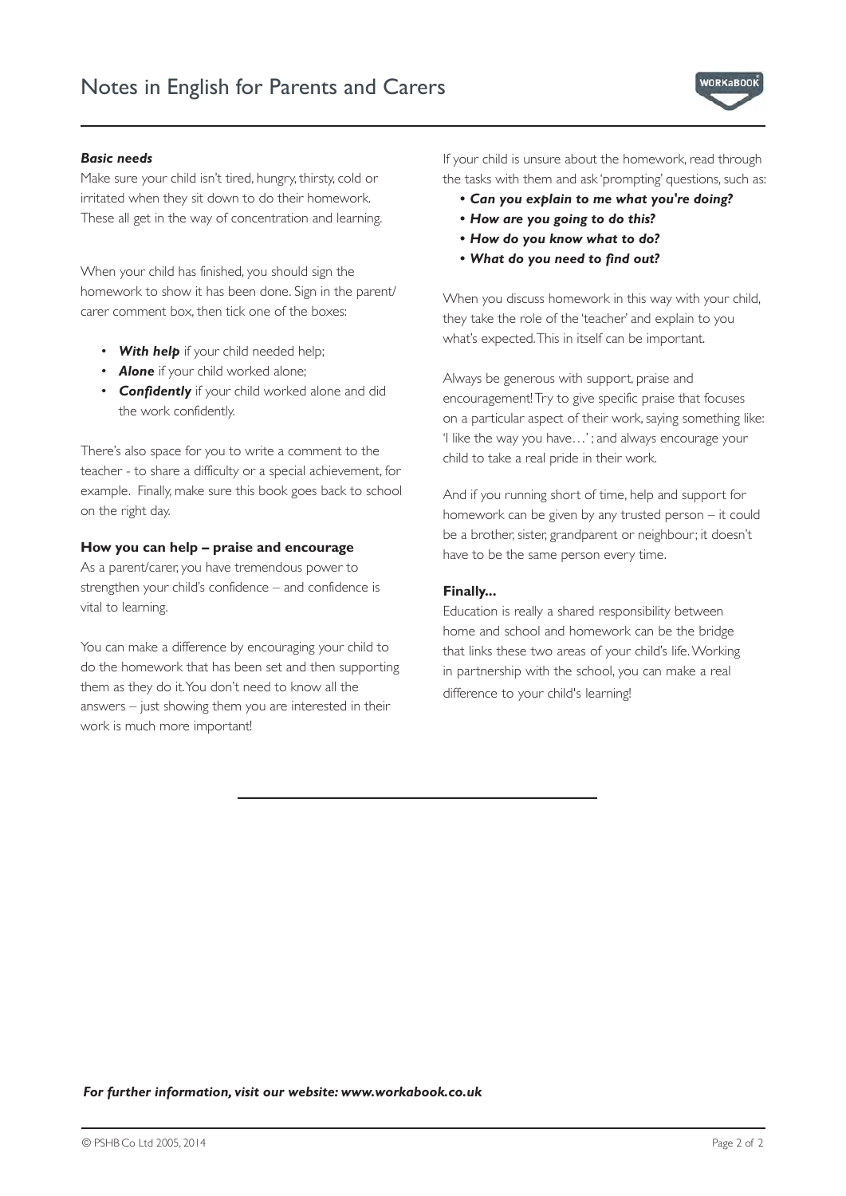# Notes in English for Parents and Carers

***Basic needs***

Make sure your child isn't tired, hungry, thirsty, cold or irritated when they sit down to do their homework. These all get in the way of concentration and learning.

When your child has finished, you should sign the homework to show it has been done. Sign in the parent/ carer comment box, then tick one of the boxes:

- ***With help*** if your child needed help;
- ***Alone*** if your child worked alone;
- ***Confidently*** if your child worked alone and did the work confidently.

There's also space for you to write a comment to the teacher - to share a difficulty or a special achievement, for example. Finally, make sure this book goes back to school on the right day.

**How you can help – praise and encourage**

As a parent/carer, you have tremendous power to strengthen your child's confidence – and confidence is vital to learning.

You can make a difference by encouraging your child to do the homework that has been set and then supporting them as they do it. You don't need to know all the answers – just showing them you are interested in their work is much more important!

If your child is unsure about the homework, read through the tasks with them and ask 'prompting' questions, such as:

- ***Can you explain to me what you're doing?***
- ***How are you going to do this?***
- ***How do you know what to do?***
- ***What do you need to find out?***

When you discuss homework in this way with your child, they take the role of the 'teacher' and explain to you what's expected. This in itself can be important.

Always be generous with support, praise and encouragement! Try to give specific praise that focuses on a particular aspect of their work, saying something like: 'I like the way you have…' ; and always encourage your child to take a real pride in their work.

And if you running short of time, help and support for homework can be given by any trusted person – it could be a brother, sister, grandparent or neighbour; it doesn't have to be the same person every time.

**Finally...**

Education is really a shared responsibility between home and school and homework can be the bridge that links these two areas of your child's life. Working in partnership with the school, you can make a real difference to your child's learning!

***For further information, visit our website: www.workabook.co.uk***

© PSHB Co Ltd 2005, 2014